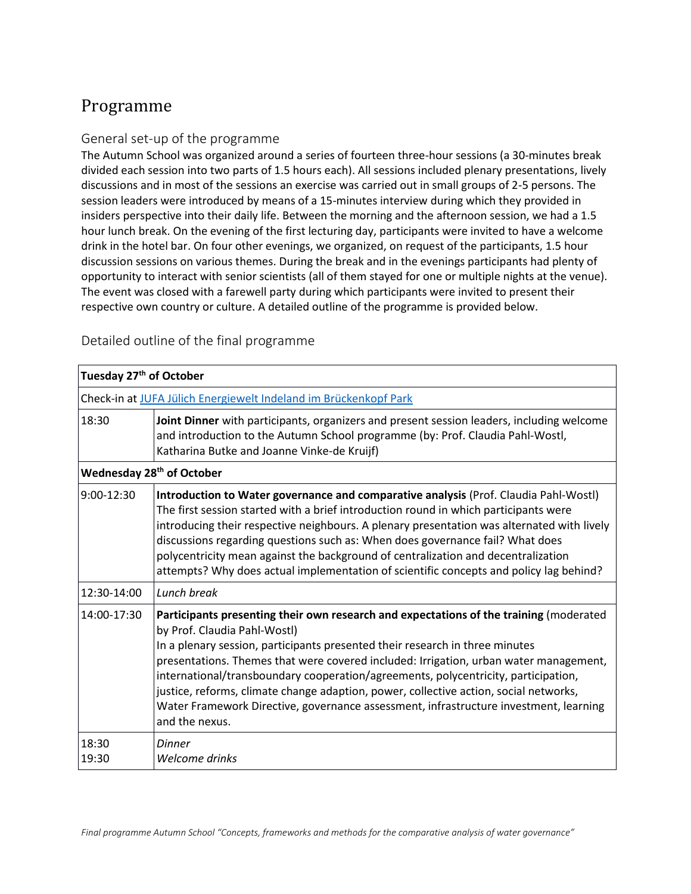# Programme

## General set-up of the programme

The Autumn School was organized around a series of fourteen three-hour sessions (a 30-minutes break divided each session into two parts of 1.5 hours each). All sessions included plenary presentations, lively discussions and in most of the sessions an exercise was carried out in small groups of 2-5 persons. The session leaders were introduced by means of a 15-minutes interview during which they provided in insiders perspective into their daily life. Between the morning and the afternoon session, we had a 1.5 hour lunch break. On the evening of the first lecturing day, participants were invited to have a welcome drink in the hotel bar. On four other evenings, we organized, on request of the participants, 1.5 hour discussion sessions on various themes. During the break and in the evenings participants had plenty of opportunity to interact with senior scientists (all of them stayed for one or multiple nights at the venue). The event was closed with a farewell party during which participants were invited to present their respective own country or culture. A detailed outline of the programme is provided below.

## Detailed outline of the final programme

| **Tuesday 27th of October** | |
|---|---|
| Check-in at JUFA Jülich Energiewelt Indeland im Brückenkopf Park | |
| 18:30 | **Joint Dinner** with participants, organizers and present session leaders, including welcome and introduction to the Autumn School programme (by: Prof. Claudia Pahl-Wostl, Katharina Butke and Joanne Vinke-de Kruijf) |
| **Wednesday 28th of October** | |
| 9:00-12:30 | **Introduction to Water governance and comparative analysis** (Prof. Claudia Pahl-Wostl) The first session started with a brief introduction round in which participants were introducing their respective neighbours. A plenary presentation was alternated with lively discussions regarding questions such as: When does governance fail? What does polycentricity mean against the background of centralization and decentralization attempts? Why does actual implementation of scientific concepts and policy lag behind? |
| 12:30-14:00 | *Lunch break* |
| 14:00-17:30 | **Participants presenting their own research and expectations of the training** (moderated by Prof. Claudia Pahl-Wostl) In a plenary session, participants presented their research in three minutes presentations. Themes that were covered included: Irrigation, urban water management, international/transboundary cooperation/agreements, polycentricity, participation, justice, reforms, climate change adaption, power, collective action, social networks, Water Framework Directive, governance assessment, infrastructure investment, learning and the nexus. |
| 18:30<br>19:30 | *Dinner*<br>*Welcome drinks* |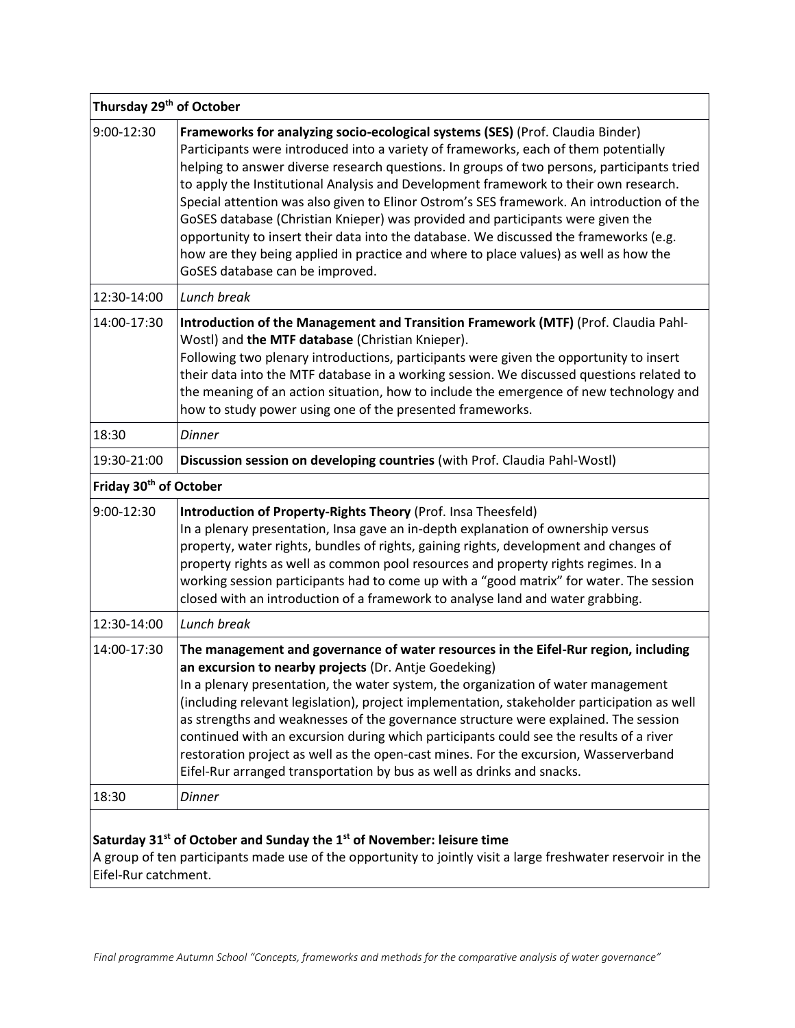| Thursday 29th of October | |
|---|---|
| 9:00-12:30 | **Frameworks for analyzing socio-ecological systems (SES)** (Prof. Claudia Binder) Participants were introduced into a variety of frameworks, each of them potentially helping to answer diverse research questions. In groups of two persons, participants tried to apply the Institutional Analysis and Development framework to their own research. Special attention was also given to Elinor Ostrom's SES framework. An introduction of the GoSES database (Christian Knieper) was provided and participants were given the opportunity to insert their data into the database. We discussed the frameworks (e.g. how are they being applied in practice and where to place values) as well as how the GoSES database can be improved. |
| 12:30-14:00 | *Lunch break* |
| 14:00-17:30 | **Introduction of the Management and Transition Framework (MTF)** (Prof. Claudia Pahl-Wostl) and **the MTF database** (Christian Knieper). Following two plenary introductions, participants were given the opportunity to insert their data into the MTF database in a working session. We discussed questions related to the meaning of an action situation, how to include the emergence of new technology and how to study power using one of the presented frameworks. |
| 18:30 | *Dinner* |
| 19:30-21:00 | **Discussion session on developing countries** (with Prof. Claudia Pahl-Wostl) |
| **Friday 30th of October** | |
| 9:00-12:30 | **Introduction of Property-Rights Theory** (Prof. Insa Theesfeld) In a plenary presentation, Insa gave an in-depth explanation of ownership versus property, water rights, bundles of rights, gaining rights, development and changes of property rights as well as common pool resources and property rights regimes. In a working session participants had to come up with a "good matrix" for water. The session closed with an introduction of a framework to analyse land and water grabbing. |
| 12:30-14:00 | *Lunch break* |
| 14:00-17:30 | **The management and governance of water resources in the Eifel-Rur region, including an excursion to nearby projects** (Dr. Antje Goedeking) In a plenary presentation, the water system, the organization of water management (including relevant legislation), project implementation, stakeholder participation as well as strengths and weaknesses of the governance structure were explained. The session continued with an excursion during which participants could see the results of a river restoration project as well as the open-cast mines. For the excursion, Wasserverband Eifel-Rur arranged transportation by bus as well as drinks and snacks. |
| 18:30 | *Dinner* |
| **Saturday 31st of October and Sunday the 1st of November: leisure time** A group of ten participants made use of the opportunity to jointly visit a large freshwater reservoir in the Eifel-Rur catchment. | |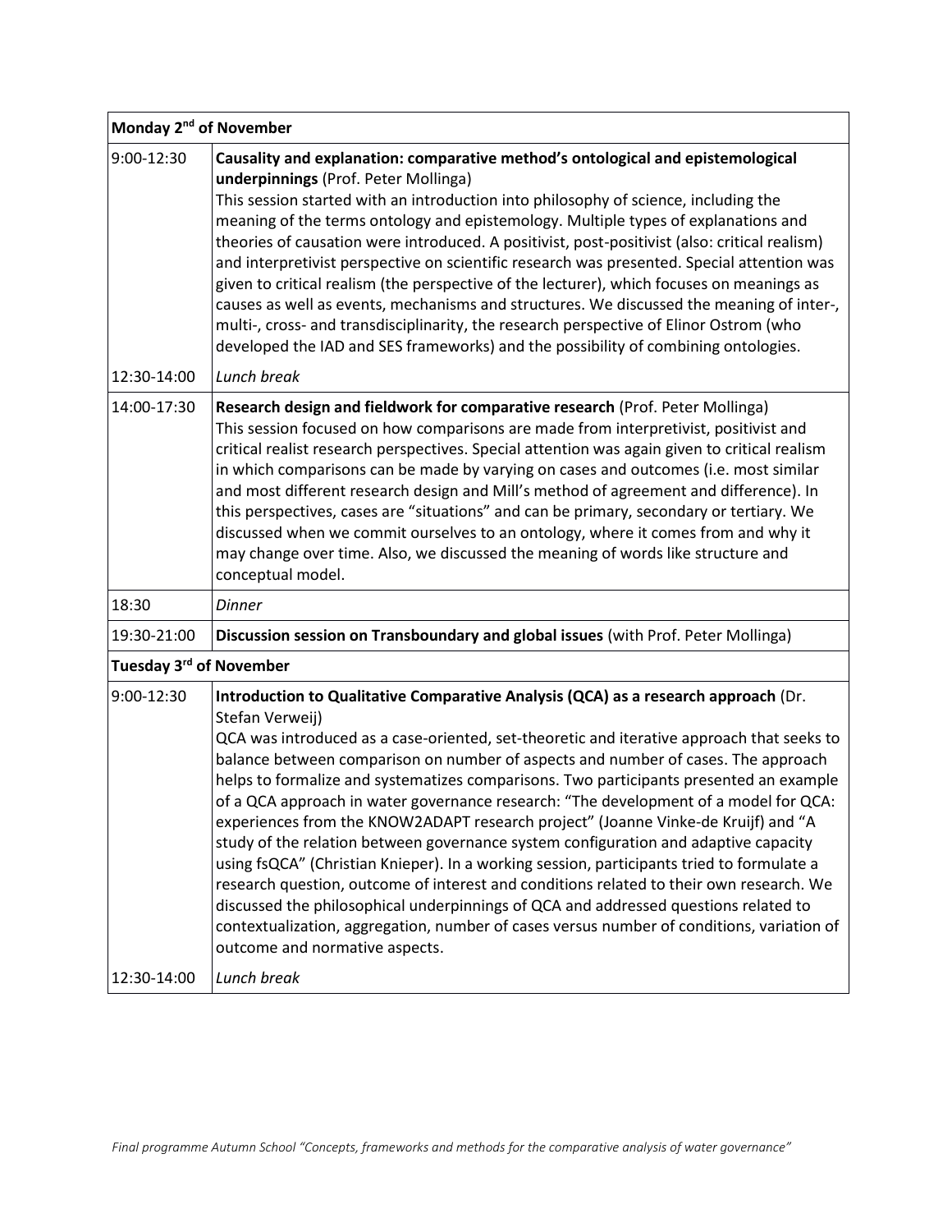| Monday 2nd of November | |
|---|---|
| 9:00-12:30 | **Causality and explanation: comparative method's ontological and epistemological underpinnings** (Prof. Peter Mollinga)<br>This session started with an introduction into philosophy of science, including the meaning of the terms ontology and epistemology. Multiple types of explanations and theories of causation were introduced. A positivist, post-positivist (also: critical realism) and interpretivist perspective on scientific research was presented. Special attention was given to critical realism (the perspective of the lecturer), which focuses on meanings as causes as well as events, mechanisms and structures. We discussed the meaning of inter-, multi-, cross- and transdisciplinarity, the research perspective of Elinor Ostrom (who developed the IAD and SES frameworks) and the possibility of combining ontologies. |
| 12:30-14:00 | *Lunch break* |
| 14:00-17:30 | **Research design and fieldwork for comparative research** (Prof. Peter Mollinga)<br>This session focused on how comparisons are made from interpretivist, positivist and critical realist research perspectives. Special attention was again given to critical realism in which comparisons can be made by varying on cases and outcomes (i.e. most similar and most different research design and Mill's method of agreement and difference). In this perspectives, cases are "situations" and can be primary, secondary or tertiary. We discussed when we commit ourselves to an ontology, where it comes from and why it may change over time. Also, we discussed the meaning of words like structure and conceptual model. |
| 18:30 | *Dinner* |
| 19:30-21:00 | **Discussion session on Transboundary and global issues** (with Prof. Peter Mollinga) |
| **Tuesday 3rd of November** | |
| 9:00-12:30 | **Introduction to Qualitative Comparative Analysis (QCA) as a research approach** (Dr. Stefan Verweij)<br>QCA was introduced as a case-oriented, set-theoretic and iterative approach that seeks to balance between comparison on number of aspects and number of cases. The approach helps to formalize and systematizes comparisons. Two participants presented an example of a QCA approach in water governance research: "The development of a model for QCA: experiences from the KNOW2ADAPT research project" (Joanne Vinke-de Kruijf) and "A study of the relation between governance system configuration and adaptive capacity using fsQCA" (Christian Knieper). In a working session, participants tried to formulate a research question, outcome of interest and conditions related to their own research. We discussed the philosophical underpinnings of QCA and addressed questions related to contextualization, aggregation, number of cases versus number of conditions, variation of outcome and normative aspects. |
| 12:30-14:00 | *Lunch break* |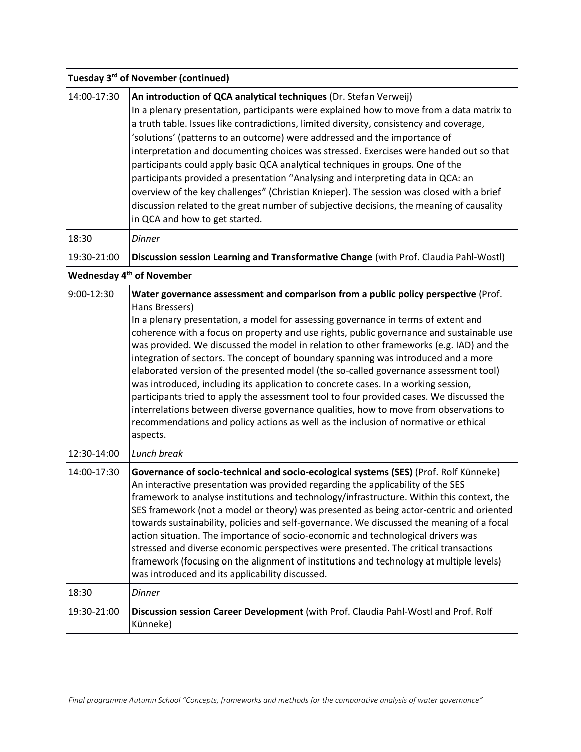| Tuesday 3[rd] of November (continued) | |
|---|---|
| 14:00-17:30 | **An introduction of QCA analytical techniques** (Dr. Stefan Verweij)<br>In a plenary presentation, participants were explained how to move from a data matrix to a truth table. Issues like contradictions, limited diversity, consistency and coverage, 'solutions' (patterns to an outcome) were addressed and the importance of interpretation and documenting choices was stressed. Exercises were handed out so that participants could apply basic QCA analytical techniques in groups. One of the participants provided a presentation "Analysing and interpreting data in QCA: an overview of the key challenges" (Christian Knieper). The session was closed with a brief discussion related to the great number of subjective decisions, the meaning of causality in QCA and how to get started. |
| 18:30 | *Dinner* |
| 19:30-21:00 | **Discussion session Learning and Transformative Change** (with Prof. Claudia Pahl-Wostl) |
| **Wednesday 4[th] of November** | |
| 9:00-12:30 | **Water governance assessment and comparison from a public policy perspective** (Prof. Hans Bressers)<br>In a plenary presentation, a model for assessing governance in terms of extent and coherence with a focus on property and use rights, public governance and sustainable use was provided. We discussed the model in relation to other frameworks (e.g. IAD) and the integration of sectors. The concept of boundary spanning was introduced and a more elaborated version of the presented model (the so-called governance assessment tool) was introduced, including its application to concrete cases. In a working session, participants tried to apply the assessment tool to four provided cases. We discussed the interrelations between diverse governance qualities, how to move from observations to recommendations and policy actions as well as the inclusion of normative or ethical aspects. |
| 12:30-14:00 | *Lunch break* |
| 14:00-17:30 | **Governance of socio-technical and socio-ecological systems (SES)** (Prof. Rolf Künneke)<br>An interactive presentation was provided regarding the applicability of the SES framework to analyse institutions and technology/infrastructure. Within this context, the SES framework (not a model or theory) was presented as being actor-centric and oriented towards sustainability, policies and self-governance. We discussed the meaning of a focal action situation. The importance of socio-economic and technological drivers was stressed and diverse economic perspectives were presented. The critical transactions framework (focusing on the alignment of institutions and technology at multiple levels) was introduced and its applicability discussed. |
| 18:30 | *Dinner* |
| 19:30-21:00 | **Discussion session Career Development** (with Prof. Claudia Pahl-Wostl and Prof. Rolf Künneke) |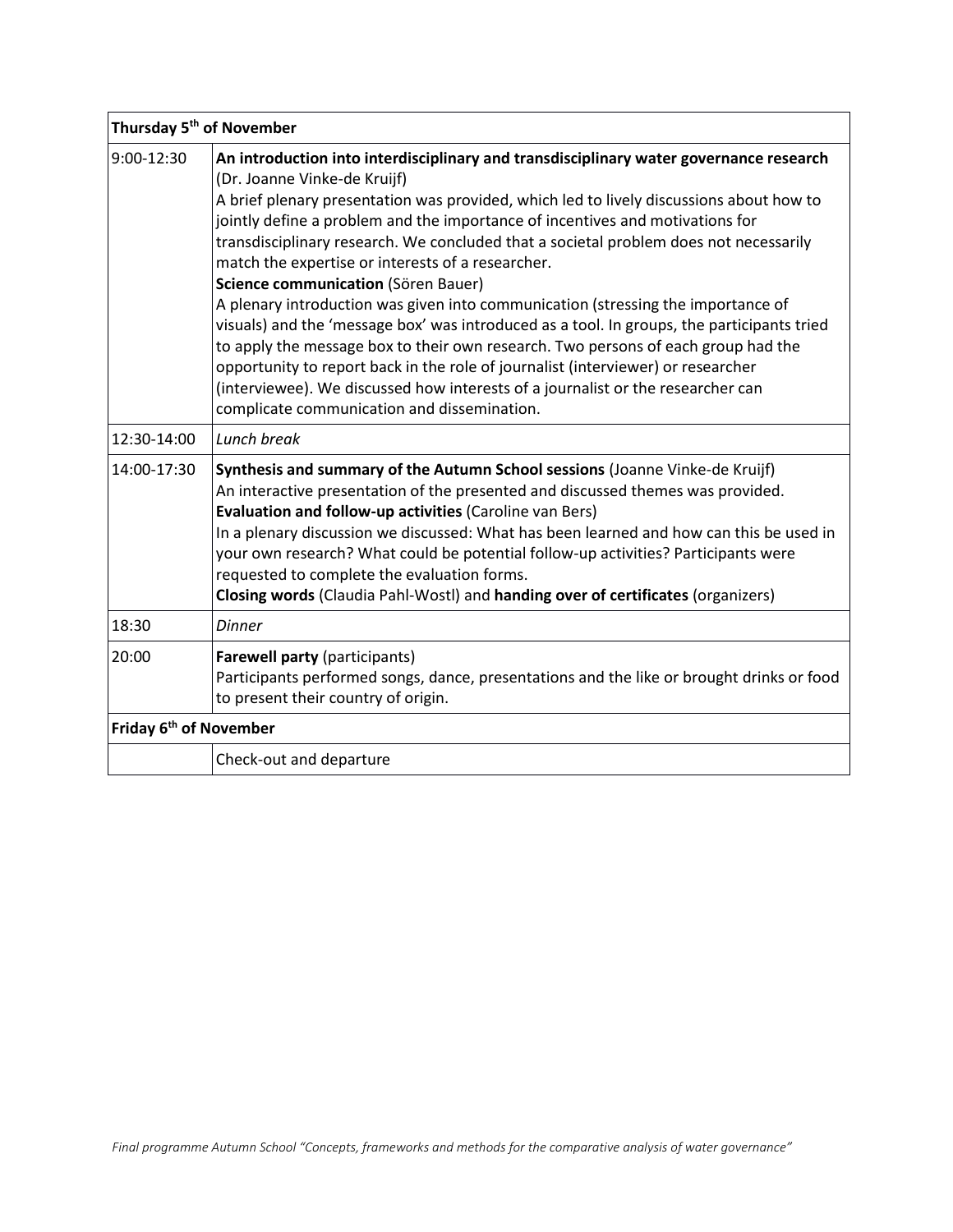| Thursday 5th of November | |
|---|---|
| 9:00-12:30 | **An introduction into interdisciplinary and transdisciplinary water governance research** (Dr. Joanne Vinke-de Kruijf)<br>A brief plenary presentation was provided, which led to lively discussions about how to jointly define a problem and the importance of incentives and motivations for transdisciplinary research. We concluded that a societal problem does not necessarily match the expertise or interests of a researcher.<br>**Science communication** (Sören Bauer)<br>A plenary introduction was given into communication (stressing the importance of visuals) and the 'message box' was introduced as a tool. In groups, the participants tried to apply the message box to their own research. Two persons of each group had the opportunity to report back in the role of journalist (interviewer) or researcher (interviewee). We discussed how interests of a journalist or the researcher can complicate communication and dissemination. |
| 12:30-14:00 | *Lunch break* |
| 14:00-17:30 | **Synthesis and summary of the Autumn School sessions** (Joanne Vinke-de Kruijf)<br>An interactive presentation of the presented and discussed themes was provided.<br>**Evaluation and follow-up activities** (Caroline van Bers)<br>In a plenary discussion we discussed: What has been learned and how can this be used in your own research? What could be potential follow-up activities? Participants were requested to complete the evaluation forms.<br>**Closing words** (Claudia Pahl-Wostl) and **handing over of certificates** (organizers) |
| 18:30 | *Dinner* |
| 20:00 | **Farewell party** (participants)<br>Participants performed songs, dance, presentations and the like or brought drinks or food to present their country of origin. |
| **Friday 6th of November** | |
| | Check-out and departure |